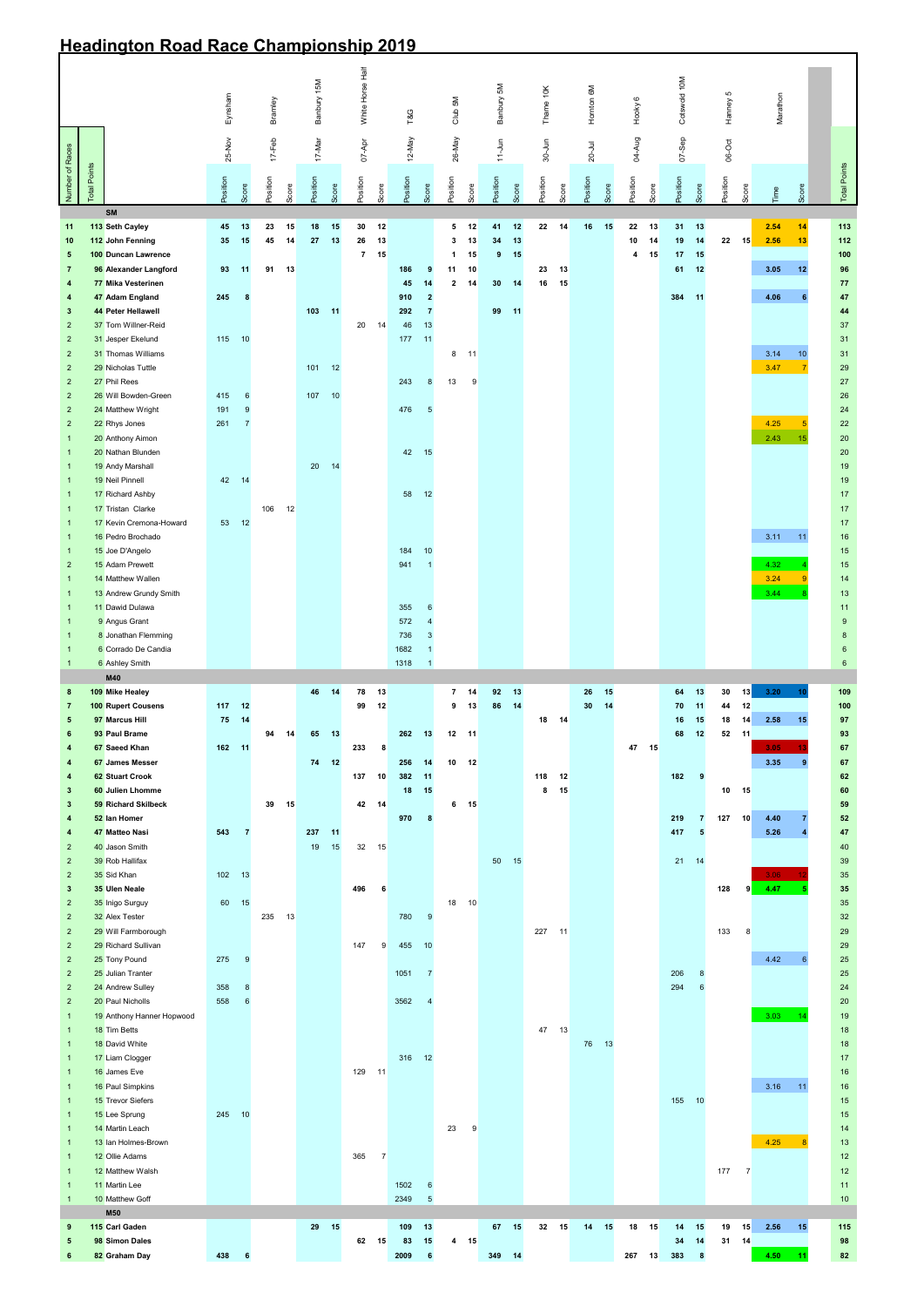# Headington Road Race Championship 2019

| Number of Races | Total Points | | Eynsham 25-Nov | | Bramley 17-Feb | | Banbury 15M 17-Mar | | White Horse Half 07-Apr | | T&G 12-May | | Club 5M 26-May | | Banbury 5M 11-Jun | | Thame 10K 30-Jun | | Hornton 6M 20-Jul | | Hooky 6 04-Aug | | Cotswold 10M 07-Sep | | Hanney 5 06-Oct | | Marathon | | Total Points |
|---|---|---|---|---|---|---|---|---|---|---|---|---|---|---|---|---|---|---|---|---|---|---|---|---|---|---|---|---|---|
| | | | Position | Score | Position | Score | Position | Score | Position | Score | Position | Score | Position | Score | Position | Score | Position | Score | Position | Score | Position | Score | Position | Score | Position | Score | Time | Score | |
| | | **SM** | | | | | | | | | | | | | | | | | | | | | | | | | | | |
| 11 | 113 | **Seth Cayley** | 45 | 13 | 23 | 15 | 18 | 15 | 30 | 12 | | | 5 | 12 | 41 | 12 | 22 | 14 | 16 | 15 | 22 | 13 | 31 | 13 | | | 2.54 | 14 | 113 |
| 10 | 112 | **John Fenning** | 35 | 15 | 45 | 14 | 27 | 13 | 26 | 13 | | | 3 | 13 | 34 | 13 | | | | | 10 | 14 | 19 | 14 | 22 | 15 | 2.56 | 13 | 112 |
| 5 | 100 | **Duncan Lawrence** | | | | | | | 7 | 15 | | | 1 | 15 | 9 | 15 | | | | | 4 | 15 | 17 | 15 | | | | | 100 |
| 7 | 96 | **Alexander Langford** | 93 | 11 | 91 | 13 | | | | | 186 | 9 | 11 | 10 | | | 23 | 13 | | | | | 61 | 12 | | | 3.05 | 12 | 96 |
| 4 | 77 | **Mika Vesterinen** | | | | | | | | | 45 | 14 | 2 | 14 | 30 | 14 | 16 | 15 | | | | | | | | | | | 77 |
| 4 | 47 | **Adam England** | 245 | 8 | | | | | | | 910 | 2 | | | | | | | | | | | 384 | 11 | | | 4.06 | 6 | 47 |
| 3 | 44 | **Peter Hellawell** | | | | | 103 | 11 | | | 292 | 7 | | | 99 | 11 | | | | | | | | | | | | | 44 |
| 2 | 37 | Tom Willner-Reid | | | | | | | 20 | 14 | 46 | 13 | | | | | | | | | | | | | | | | | 37 |
| 2 | 31 | Jesper Ekelund | 115 | 10 | | | | | | | 177 | 11 | | | | | | | | | | | | | | | | | 31 |
| 2 | 31 | Thomas Williams | | | | | | | | | | | 8 | 11 | | | | | | | | | | | | | 3.14 | 10 | 31 |
| 2 | 29 | Nicholas Tuttle | | | | | 101 | 12 | | | | | | | | | | | | | | | | | | | 3.47 | 7 | 29 |
| 2 | 27 | Phil Rees | | | | | | | | | 243 | 8 | 13 | 9 | | | | | | | | | | | | | | | 27 |
| 2 | 26 | Will Bowden-Green | 415 | 6 | | | 107 | 10 | | | | | | | | | | | | | | | | | | | | | 26 |
| 2 | 24 | Matthew Wright | 191 | 9 | | | | | | | 476 | 5 | | | | | | | | | | | | | | | | | 24 |
| 2 | 22 | Rhys Jones | 261 | 7 | | | | | | | | | | | | | | | | | | | | | | | 4.25 | 5 | 22 |
| 1 | 20 | Anthony Aimon | | | | | | | | | | | | | | | | | | | | | | | | | 2.43 | 15 | 20 |
| 1 | 20 | Nathan Blunden | | | | | | | | | 42 | 15 | | | | | | | | | | | | | | | | | 20 |
| 1 | 19 | Andy Marshall | | | | | 20 | 14 | | | | | | | | | | | | | | | | | | | | | 19 |
| 1 | 19 | Neil Pinnell | 42 | 14 | | | | | | | | | | | | | | | | | | | | | | | | | 19 |
| 1 | 17 | Richard Ashby | | | | | | | | | 58 | 12 | | | | | | | | | | | | | | | | | 17 |
| 1 | 17 | Tristan Clarke | | | 106 | 12 | | | | | | | | | | | | | | | | | | | | | | | 17 |
| 1 | 17 | Kevin Cremona-Howard | 53 | 12 | | | | | | | | | | | | | | | | | | | | | | | | | 17 |
| 1 | 16 | Pedro Brochado | | | | | | | | | | | | | | | | | | | | | | | | | 3.11 | 11 | 16 |
| 1 | 15 | Joe D'Angelo | | | | | | | | | 184 | 10 | | | | | | | | | | | | | | | | | 15 |
| 2 | 15 | Adam Prewett | | | | | | | | | 941 | 1 | | | | | | | | | | | | | | | 4.32 | 4 | 15 |
| 1 | 14 | Matthew Wallen | | | | | | | | | | | | | | | | | | | | | | | | | 3.24 | 9 | 14 |
| 1 | 13 | Andrew Grundy Smith | | | | | | | | | | | | | | | | | | | | | | | | | 3.44 | 8 | 13 |
| 1 | 11 | Dawid Dulawa | | | | | | | | | 355 | 6 | | | | | | | | | | | | | | | | | 11 |
| 1 | 9 | Angus Grant | | | | | | | | | 572 | 4 | | | | | | | | | | | | | | | | | 9 |
| 1 | 8 | Jonathan Flemming | | | | | | | | | 736 | 3 | | | | | | | | | | | | | | | | | 8 |
| 1 | 6 | Corrado De Candia | | | | | | | | | 1682 | 1 | | | | | | | | | | | | | | | | | 6 |
| 1 | 6 | Ashley Smith | | | | | | | | | 1318 | 1 | | | | | | | | | | | | | | | | | 6 |
| | | **M40** | | | | | | | | | | | | | | | | | | | | | | | | | | | |
| 8 | 109 | **Mike Healey** | | | | | 46 | 14 | 78 | 13 | | | 7 | 14 | 92 | 13 | | | 26 | 15 | | | 64 | 13 | 30 | 13 | 3.20 | 10 | 109 |
| 7 | 100 | **Rupert Cousens** | 117 | 12 | | | | | 99 | 12 | | | 9 | 13 | 86 | 14 | | | 30 | 14 | | | 70 | 11 | 44 | 12 | | | 100 |
| 5 | 97 | **Marcus Hill** | 75 | 14 | | | | | | | | | | | | | 18 | 14 | | | | | 16 | 15 | 18 | 14 | 2.58 | 15 | 97 |
| 6 | 93 | **Paul Brame** | | | 94 | 14 | 65 | 13 | | | 262 | 13 | 12 | 11 | | | | | | | | | 68 | 12 | 52 | 11 | | | 93 |
| 4 | 67 | **Saeed Khan** | 162 | 11 | | | | | 233 | 8 | | | | | | | | | | | 47 | 15 | | | | | 3.35 | 13 | 67 |
| 4 | 67 | **James Messer** | | | | | 74 | 12 | | | 256 | 14 | 10 | 12 | | | | | | | | | | | | | 3.35 | 9 | 67 |
| 4 | 62 | **Stuart Crook** | | | | | | | 137 | 10 | 382 | 11 | | | | | 118 | 12 | | | | | 182 | 9 | | | | | 62 |
| 3 | 60 | **Julien Lhomme** | | | | | | | | | 18 | 15 | | | | | 8 | 15 | | | | | | | 10 | 15 | | | 60 |
| 3 | 59 | **Richard Skilbeck** | | | 39 | 15 | | | 42 | 14 | | | 6 | 15 | | | | | | | | | | | | | | | 59 |
| 4 | 52 | **Ian Homer** | | | | | | | | | 970 | 8 | | | | | | | | | | | 219 | 7 | 127 | 10 | 4.40 | 7 | 52 |
| 4 | 47 | **Matteo Nasi** | 543 | 7 | | | 237 | 11 | | | | | | | | | | | | | | | 417 | 5 | | | 5.26 | 4 | 47 |
| 2 | 40 | Jason Smith | | | | | 19 | 15 | 32 | 15 | | | | | | | | | | | | | | | | | | | 40 |
| 2 | 39 | Rob Hallifax | | | | | | | | | | | | | 50 | 15 | | | | | | | 21 | 14 | | | | | 39 |
| 2 | 35 | Sid Khan | 102 | 13 | | | | | | | | | | | | | | | | | | | | | | | 3.35 | 12 | 35 |
| 3 | 35 | **Ulen Neale** | | | | | | | 496 | 6 | | | | | | | | | | | | | | | 128 | 9 | 4.47 | 5 | 35 |
| 2 | 35 | Inigo Surguy | 60 | 15 | | | | | | | | | 18 | 10 | | | | | | | | | | | | | | | 35 |
| 2 | 32 | Alex Tester | | | 235 | 13 | | | | | 780 | 9 | | | | | | | | | | | | | | | | | 32 |
| 2 | 29 | Will Farmborough | | | | | | | | | | | | | | | 227 | 11 | | | | | | | 133 | 8 | | | 29 |
| 2 | 29 | Richard Sullivan | | | | | | | 147 | 9 | 455 | 10 | | | | | | | | | | | | | | | | | 29 |
| 2 | 25 | Tony Pound | 275 | 9 | | | | | | | | | | | | | | | | | | | | | | | 4.42 | 6 | 25 |
| 2 | 25 | Julian Tranter | | | | | | | | | 1051 | 7 | | | | | | | | | | | 206 | 8 | | | | | 25 |
| 2 | 24 | Andrew Sulley | 358 | 8 | | | | | | | | | | | | | | | | | | | 294 | 6 | | | | | 24 |
| 2 | 20 | Paul Nicholls | 558 | 6 | | | | | | | 3562 | 4 | | | | | | | | | | | | | | | | | 20 |
| 1 | 19 | Anthony Hanner Hopwood | | | | | | | | | | | | | | | | | | | | | | | | | 3.03 | 14 | 19 |
| 1 | 18 | Tim Betts | | | | | | | | | | | | | | | 47 | 13 | | | | | | | | | | | 18 |
| 1 | 18 | David White | | | | | | | | | | | | | | | | | 76 | 13 | | | | | | | | | 18 |
| 1 | 17 | Liam Clogger | | | | | | | | | 316 | 12 | | | | | | | | | | | | | | | | | 17 |
| 1 | 16 | James Eve | | | | | | | 129 | 11 | | | | | | | | | | | | | | | | | | | 16 |
| 1 | 16 | Paul Simpkins | | | | | | | | | | | | | | | | | | | | | | | | | 3.16 | 11 | 16 |
| 1 | 15 | Trevor Siefers | | | | | | | | | | | | | | | | | | | | | 155 | 10 | | | | | 15 |
| 1 | 15 | Lee Sprung | 245 | 10 | | | | | | | | | | | | | | | | | | | | | | | | | 15 |
| 1 | 14 | Martin Leach | | | | | | | | | | | 23 | 9 | | | | | | | | | | | | | | | 14 |
| 1 | 13 | Ian Holmes-Brown | | | | | | | | | | | | | | | | | | | | | | | | | 4.25 | 8 | 13 |
| 1 | 12 | Ollie Adams | | | | | | | 365 | 7 | | | | | | | | | | | | | | | | | | | 12 |
| 1 | 12 | Matthew Walsh | | | | | | | | | | | | | | | | | | | | | | | 177 | 7 | | | 12 |
| 1 | 11 | Martin Lee | | | | | | | | | 1502 | 6 | | | | | | | | | | | | | | | | | 11 |
| 1 | 10 | Matthew Goff | | | | | | | | | 2349 | 5 | | | | | | | | | | | | | | | | | 10 |
| | | **M50** | | | | | | | | | | | | | | | | | | | | | | | | | | | |
| 9 | 115 | **Carl Gaden** | | | | | 29 | 15 | | | 109 | 13 | | | 67 | 15 | 32 | 15 | 14 | 15 | 18 | 15 | 14 | 15 | 19 | 15 | 2.56 | 15 | 115 |
| 5 | 98 | **Simon Dales** | | | | | | | 62 | 15 | 83 | 15 | 4 | 15 | | | | | | | | | 34 | 14 | 31 | 14 | | | 98 |
| 6 | 82 | **Graham Day** | 438 | 6 | | | | | | | 2009 | 6 | | | 349 | 14 | | | | | 267 | 13 | 383 | 8 | | | 4.50 | 11 | 82 |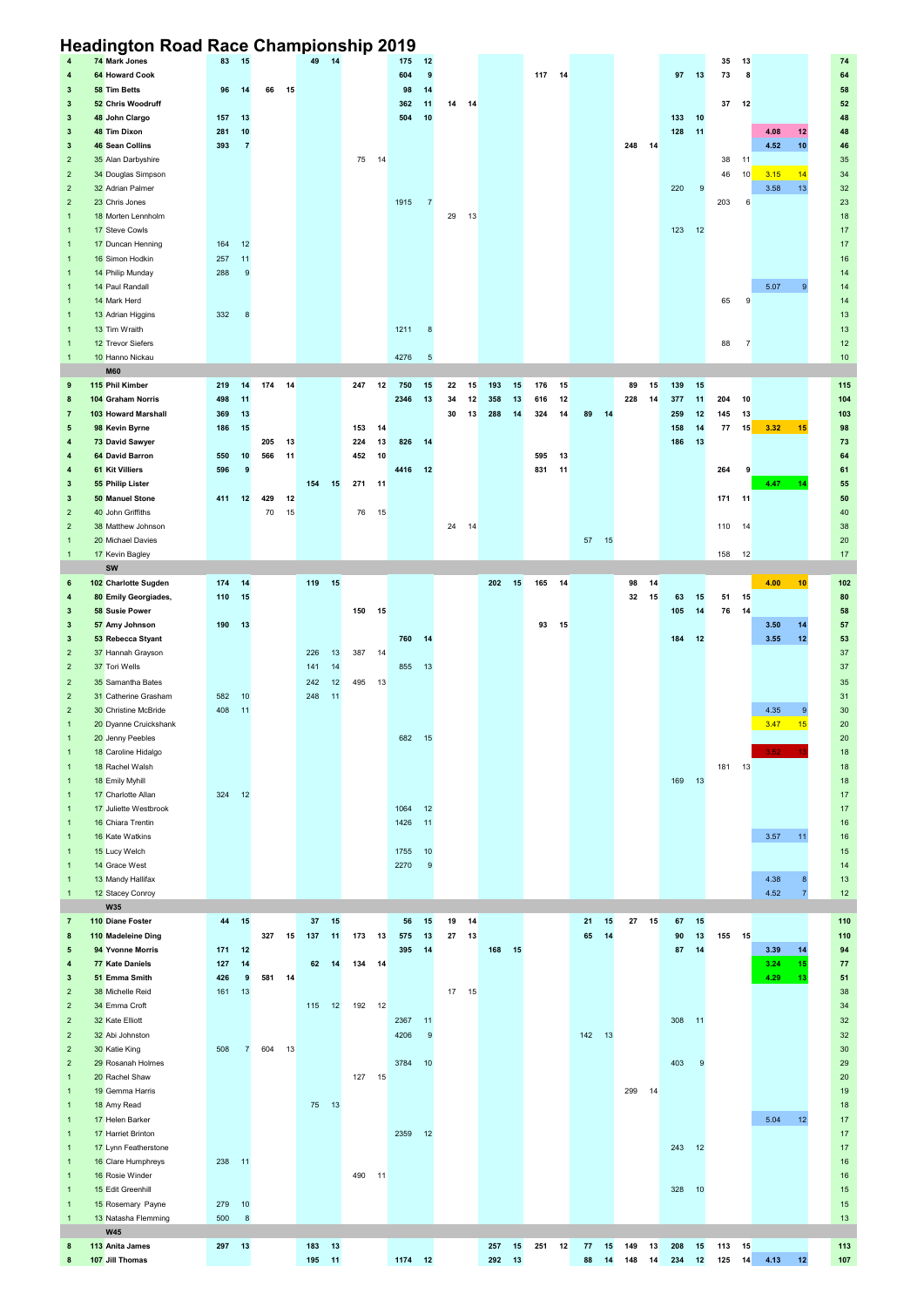# Headington Road Race Championship 2019

| | | | | | | | | | | | | | | | | | | | | | | | | | | | | | |
|---|---|---|---|---|---|---|---|---|---|---|---|---|---|---|---|---|---|---|---|---|---|---|---|---|---|---|---|---|---|
| 4 | 74 | **Mark Jones** | 83 | 15 | | | 49 | 14 | | | 175 | 12 | | | | | | | | | | | | | 35 | 13 | | | 74 |
| 4 | 64 | **Howard Cook** | | | | | | | | | 604 | 9 | | | | | 117 | 14 | | | | | 97 | 13 | 73 | 8 | | | 64 |
| 3 | 58 | **Tim Betts** | 96 | 14 | 66 | 15 | | | | | 98 | 14 | | | | | | | | | | | | | | | | | 58 |
| 3 | 52 | **Chris Woodruff** | | | | | | | | | 362 | 11 | 14 | 14 | | | | | | | | | | | 37 | 12 | | | 52 |
| 3 | 48 | **John Clargo** | 157 | 13 | | | | | | | 504 | 10 | | | | | | | | | | | 133 | 10 | | | | | 48 |
| 3 | 48 | **Tim Dixon** | 281 | 10 | | | | | | | | | | | | | | | | | | | 128 | 11 | | | 4.08 | 12 | 48 |
| 3 | 46 | **Sean Collins** | 393 | 7 | | | | | | | | | | | | | | | | | 248 | 14 | | | | | 4.52 | 10 | 46 |
| 2 | 35 | Alan Darbyshire | | | | | | | 75 | 14 | | | | | | | | | | | | | | | 38 | 11 | | | 35 |
| 2 | 34 | Douglas Simpson | | | | | | | | | | | | | | | | | | | | | | | 46 | 10 | 3.15 | 14 | 34 |
| 2 | 32 | Adrian Palmer | | | | | | | | | | | | | | | | | | | | | 220 | 9 | | | 3.58 | 13 | 32 |
| 2 | 23 | Chris Jones | | | | | | | | | 1915 | 7 | | | | | | | | | | | | | 203 | 6 | | | 23 |
| 1 | 18 | Morten Lennholm | | | | | | | | | | | 29 | 13 | | | | | | | | | | | | | | | 18 |
| 1 | 17 | Steve Cowls | | | | | | | | | | | | | | | | | | | | | 123 | 12 | | | | | 17 |
| 1 | 17 | Duncan Henning | 164 | 12 | | | | | | | | | | | | | | | | | | | | | | | | | 17 |
| 1 | 16 | Simon Hodkin | 257 | 11 | | | | | | | | | | | | | | | | | | | | | | | | | 16 |
| 1 | 14 | Philip Munday | 288 | 9 | | | | | | | | | | | | | | | | | | | | | | | | | 14 |
| 1 | 14 | Paul Randall | | | | | | | | | | | | | | | | | | | | | | | | | 5.07 | 9 | 14 |
| 1 | 14 | Mark Herd | | | | | | | | | | | | | | | | | | | | | | | 65 | 9 | | | 14 |
| 1 | 13 | Adrian Higgins | 332 | 8 | | | | | | | | | | | | | | | | | | | | | | | | | 13 |
| 1 | 13 | Tim Wraith | | | | | | | | | 1211 | 8 | | | | | | | | | | | | | | | | | 13 |
| 1 | 12 | Trevor Siefers | | | | | | | | | | | | | | | | | | | | | | | 88 | 7 | | | 12 |
| 1 | 10 | Hanno Nickau | | | | | | | | | 4276 | 5 | | | | | | | | | | | | | | | | | 10 |
| | | **M60** | | | | | | | | | | | | | | | | | | | | | | | | | | | |
| 9 | 115 | **Phil Kimber** | 219 | 14 | 174 | 14 | | | 247 | 12 | 750 | 15 | 22 | 15 | 193 | 15 | 176 | 15 | | | 89 | 15 | 139 | 15 | | | | | 115 |
| 8 | 104 | **Graham Norris** | 498 | 11 | | | | | | | 2346 | 13 | 34 | 12 | 358 | 13 | 616 | 12 | | | 228 | 14 | 377 | 11 | 204 | 10 | | | 104 |
| 7 | 103 | **Howard Marshall** | 369 | 13 | | | | | | | | | 30 | 13 | 288 | 14 | 324 | 14 | 89 | 14 | | | 259 | 12 | 145 | 13 | | | 103 |
| 5 | 98 | **Kevin Byrne** | 186 | 15 | | | | | 153 | 14 | | | | | | | | | | | | | 158 | 14 | 77 | 15 | 3.32 | 15 | 98 |
| 4 | 73 | **David Sawyer** | | | 205 | 13 | | | 224 | 13 | 826 | 14 | | | | | | | | | | | 186 | 13 | | | | | 73 |
| 4 | 64 | **David Barron** | 550 | 10 | 566 | 11 | | | 452 | 10 | | | | | | | 595 | 13 | | | | | | | | | | | 64 |
| 4 | 61 | **Kit Villiers** | 596 | 9 | | | | | | | 4416 | 12 | | | | | 831 | 11 | | | | | | | 264 | 9 | | | 61 |
| 3 | 55 | **Philip Lister** | | | | | 154 | 15 | 271 | 11 | | | | | | | | | | | | | | | | | 4.47 | 14 | 55 |
| 3 | 50 | **Manuel Stone** | 411 | 12 | 429 | 12 | | | | | | | | | | | | | | | | | | | 171 | 11 | | | 50 |
| 2 | 40 | John Griffiths | | | 70 | 15 | | | 76 | 15 | | | | | | | | | | | | | | | | | | | 40 |
| 2 | 38 | Matthew Johnson | | | | | | | | | | | 24 | 14 | | | | | | | | | | | 110 | 14 | | | 38 |
| 1 | 20 | Michael Davies | | | | | | | | | | | | | | | | | 57 | 15 | | | | | | | | | 20 |
| 1 | 17 | Kevin Bagley | | | | | | | | | | | | | | | | | | | | | | | 158 | 12 | | | 17 |
| | | **SW** | | | | | | | | | | | | | | | | | | | | | | | | | | | |
| 6 | 102 | **Charlotte Sugden** | 174 | 14 | | | 119 | 15 | | | | | | | 202 | 15 | 165 | 14 | | | 98 | 14 | | | | | 4.00 | 10 | 102 |
| 4 | 80 | **Emily Georgiades,** | 110 | 15 | | | | | | | | | | | | | | | | | 32 | 15 | 63 | 15 | 51 | 15 | | | 80 |
| 3 | 58 | **Susie Power** | | | | | | | 150 | 15 | | | | | | | | | | | | | 105 | 14 | 76 | 14 | | | 58 |
| 3 | 57 | **Amy Johnson** | 190 | 13 | | | | | | | | | | | | | 93 | 15 | | | | | | | | | 3.50 | 14 | 57 |
| 3 | 53 | **Rebecca Styant** | | | | | | | | | 760 | 14 | | | | | | | | | | | 184 | 12 | | | 3.55 | 12 | 53 |
| 2 | 37 | Hannah Grayson | | | | | 226 | 13 | 387 | 14 | | | | | | | | | | | | | | | | | | | 37 |
| 2 | 37 | Tori Wells | | | | | 141 | 14 | | | 855 | 13 | | | | | | | | | | | | | | | | | 37 |
| 2 | 35 | Samantha Bates | | | | | 242 | 12 | 495 | 13 | | | | | | | | | | | | | | | | | | | 35 |
| 2 | 31 | Catherine Grasham | 582 | 10 | | | 248 | 11 | | | | | | | | | | | | | | | | | | | | | 31 |
| 2 | 30 | Christine McBride | 408 | 11 | | | | | | | | | | | | | | | | | | | | | | | 4.35 | 9 | 30 |
| 1 | 20 | Dyanne Cruickshank | | | | | | | | | | | | | | | | | | | | | | | | | 3.47 | 15 | 20 |
| 1 | 20 | Jenny Peebles | | | | | | | | | 682 | 15 | | | | | | | | | | | | | | | | | 20 |
| 1 | 18 | Caroline Hidalgo | | | | | | | | | | | | | | | | | | | | | | | | | 3.52 | 13 | 18 |
| 1 | 18 | Rachel Walsh | | | | | | | | | | | | | | | | | | | | | | | 181 | 13 | | | 18 |
| 1 | 18 | Emily Myhill | | | | | | | | | | | | | | | | | | | | | 169 | 13 | | | | | 18 |
| 1 | 17 | Charlotte Allan | 324 | 12 | | | | | | | | | | | | | | | | | | | | | | | | | 17 |
| 1 | 17 | Juliette Westbrook | | | | | | | | | 1064 | 12 | | | | | | | | | | | | | | | | | 17 |
| 1 | 16 | Chiara Trentin | | | | | | | | | 1426 | 11 | | | | | | | | | | | | | | | | | 16 |
| 1 | 16 | Kate Watkins | | | | | | | | | | | | | | | | | | | | | | | | | 3.57 | 11 | 16 |
| 1 | 15 | Lucy Welch | | | | | | | | | 1755 | 10 | | | | | | | | | | | | | | | | | 15 |
| 1 | 14 | Grace West | | | | | | | | | 2270 | 9 | | | | | | | | | | | | | | | | | 14 |
| 1 | 13 | Mandy Hallifax | | | | | | | | | | | | | | | | | | | | | | | | | 4.38 | 8 | 13 |
| 1 | 12 | Stacey Conroy | | | | | | | | | | | | | | | | | | | | | | | | | 4.52 | 7 | 12 |
| | | **W35** | | | | | | | | | | | | | | | | | | | | | | | | | | | |
| 7 | 110 | **Diane Foster** | 44 | 15 | | | 37 | 15 | | | 56 | 15 | 19 | 14 | | | | | 21 | 15 | 27 | 15 | 67 | 15 | | | | | 110 |
| 8 | 110 | **Madeleine Ding** | | | 327 | 15 | 137 | 11 | 173 | 13 | 575 | 13 | 27 | 13 | | | | | 65 | 14 | | | 90 | 13 | 155 | 15 | | | 110 |
| 5 | 94 | **Yvonne Morris** | 171 | 12 | | | | | | | 395 | 14 | | | 168 | 15 | | | | | | | 87 | 14 | | | 3.39 | 14 | 94 |
| 4 | 77 | **Kate Daniels** | 127 | 14 | | | 62 | 14 | 134 | 14 | | | | | | | | | | | | | | | | | 3.24 | 15 | 77 |
| 3 | 51 | **Emma Smith** | 426 | 9 | 581 | 14 | | | | | | | | | | | | | | | | | | | | | 4.29 | 13 | 51 |
| 2 | 38 | Michelle Reid | 161 | 13 | | | | | | | | | 17 | 15 | | | | | | | | | | | | | | | 38 |
| 2 | 34 | Emma Croft | | | | | 115 | 12 | 192 | 12 | | | | | | | | | | | | | | | | | | | 34 |
| 2 | 32 | Kate Elliott | | | | | | | | | 2367 | 11 | | | | | | | | | | | 308 | 11 | | | | | 32 |
| 2 | 32 | Abi Johnston | | | | | | | | | 4206 | 9 | | | | | | | 142 | 13 | | | | | | | | | 32 |
| 2 | 30 | Katie King | 508 | 7 | 604 | 13 | | | | | | | | | | | | | | | | | | | | | | | 30 |
| 2 | 29 | Rosanah Holmes | | | | | | | | | 3784 | 10 | | | | | | | | | | | 403 | 9 | | | | | 29 |
| 1 | 20 | Rachel Shaw | | | | | | | 127 | 15 | | | | | | | | | | | | | | | | | | | 20 |
| 1 | 19 | Gemma Harris | | | | | | | | | | | | | | | | | | | 299 | 14 | | | | | | | 19 |
| 1 | 18 | Amy Read | | | | | 75 | 13 | | | | | | | | | | | | | | | | | | | | | 18 |
| 1 | 17 | Helen Barker | | | | | | | | | | | | | | | | | | | | | | | | | 5.04 | 12 | 17 |
| 1 | 17 | Harriet Brinton | | | | | | | | | 2359 | 12 | | | | | | | | | | | | | | | | | 17 |
| 1 | 17 | Lynn Featherstone | | | | | | | | | | | | | | | | | | | | | 243 | 12 | | | | | 17 |
| 1 | 16 | Clare Humphreys | 238 | 11 | | | | | | | | | | | | | | | | | | | | | | | | | 16 |
| 1 | 16 | Rosie Winder | | | | | | | 490 | 11 | | | | | | | | | | | | | | | | | | | 16 |
| 1 | 15 | Edit Greenhill | | | | | | | | | | | | | | | | | | | | | 328 | 10 | | | | | 15 |
| 1 | 15 | Rosemary Payne | 279 | 10 | | | | | | | | | | | | | | | | | | | | | | | | | 15 |
| 1 | 13 | Natasha Flemming | 500 | 8 | | | | | | | | | | | | | | | | | | | | | | | | | 13 |
| | | **W45** | | | | | | | | | | | | | | | | | | | | | | | | | | | |
| 8 | 113 | **Anita James** | 297 | 13 | | | 183 | 13 | | | | | | | 257 | 15 | 251 | 12 | 77 | 15 | 149 | 13 | 208 | 15 | 113 | 15 | | | 113 |
| 8 | 107 | **Jill Thomas** | | | | | 195 | 11 | | | 1174 | 12 | | | 292 | 13 | | | 88 | 14 | 148 | 14 | 234 | 12 | 125 | 14 | 4.13 | 12 | 107 |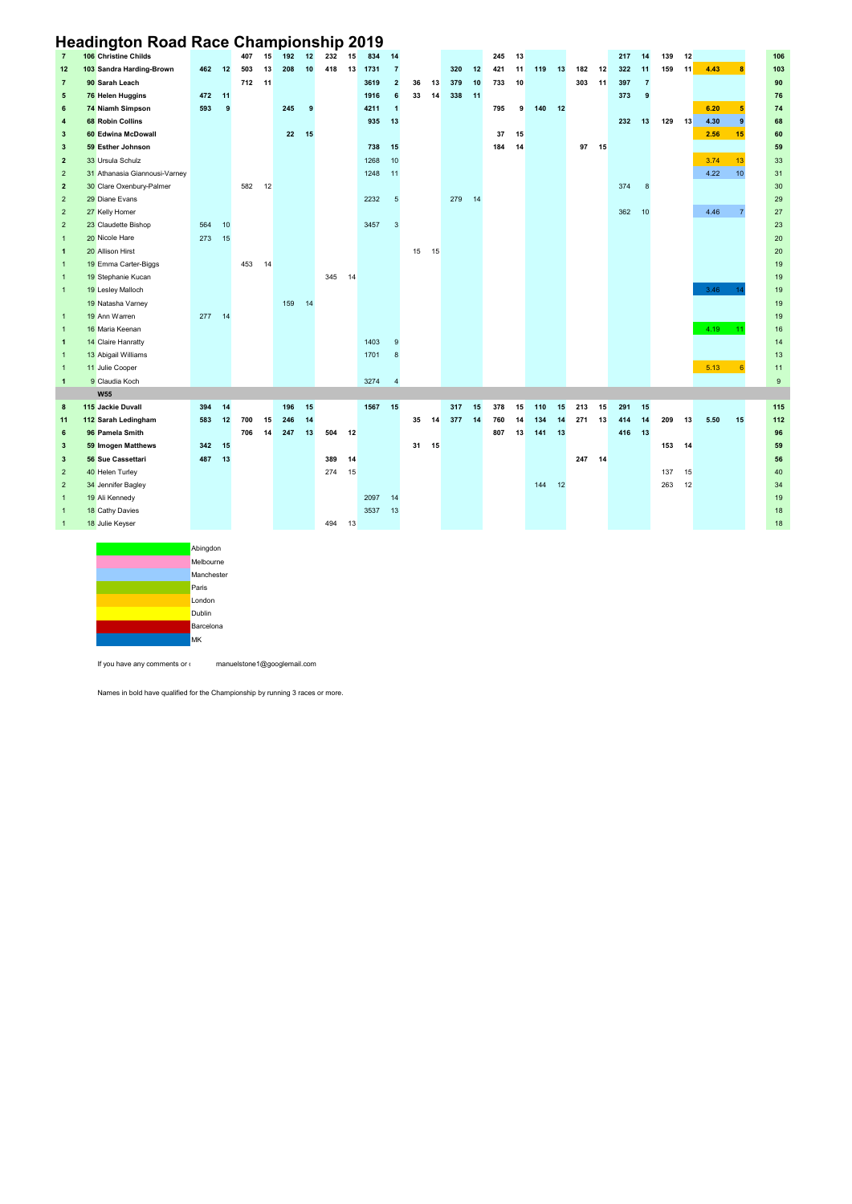# Headington Road Race Championship 2019

| | | | | | | | | | | | | | | | | | | | | | | | | | | | | | |
|---|---|---|---|---|---|---|---|---|---|---|---|---|---|---|---|---|---|---|---|---|---|---|---|---|---|---|---|---|---|
| **7** | **106** | **Christine Childs** | | | **407** | **15** | **192** | **12** | **232** | **15** | **834** | **14** | | | | | **245** | **13** | | | | | **217** | **14** | **139** | **12** | | | **106** |
| **12** | **103** | **Sandra Harding-Brown** | **462** | **12** | **503** | **13** | **208** | **10** | **418** | **13** | **1731** | **7** | | | **320** | **12** | **421** | **11** | **119** | **13** | **182** | **12** | **322** | **11** | **159** | **11** | **4.43** | **8** | **103** |
| **7** | **90** | **Sarah Leach** | | | **712** | **11** | | | | | **3619** | **2** | **36** | **13** | **379** | **10** | **733** | **10** | | | **303** | **11** | **397** | **7** | | | | | **90** |
| **5** | **76** | **Helen Huggins** | **472** | **11** | | | | | | | **1916** | **6** | **33** | **14** | **338** | **11** | | | | | | | **373** | **9** | | | | | **76** |
| **6** | **74** | **Niamh Simpson** | **593** | **9** | | | **245** | **9** | | | **4211** | **1** | | | | | **795** | **9** | **140** | **12** | | | | | | | **6.20** | **5** | **74** |
| **4** | **68** | **Robin Collins** | | | | | | | | | **935** | **13** | | | | | | | | | | | **232** | **13** | **129** | **13** | **4.30** | **9** | **68** |
| **3** | **60** | **Edwina McDowall** | | | | | **22** | **15** | | | | | | | | | **37** | **15** | | | | | | | | | **2.56** | **15** | **60** |
| **3** | **59** | **Esther Johnson** | | | | | | | | | **738** | **15** | | | | | **184** | **14** | | | **97** | **15** | | | | | | | **59** |
| 2 | 33 | Ursula Schulz | | | | | | | | | 1268 | 10 | | | | | | | | | | | | | | | 3.74 | 13 | 33 |
| 2 | 31 | Athanasia Giannousi-Varney | | | | | | | | | 1248 | 11 | | | | | | | | | | | | | | | 4.22 | 10 | 31 |
| 2 | 30 | Clare Oxenbury-Palmer | | | 582 | 12 | | | | | | | | | | | | | | | | | 374 | 8 | | | | | 30 |
| 2 | 29 | Diane Evans | | | | | | | | | 2232 | 5 | | | 279 | 14 | | | | | | | | | | | | | 29 |
| 2 | 27 | Kelly Homer | | | | | | | | | | | | | | | | | | | | | 362 | 10 | | | 4.46 | 7 | 27 |
| 2 | 23 | Claudette Bishop | 564 | 10 | | | | | | | 3457 | 3 | | | | | | | | | | | | | | | | | 23 |
| 1 | 20 | Nicole Hare | 273 | 15 | | | | | | | | | | | | | | | | | | | | | | | | | 20 |
| 1 | 20 | Allison Hirst | | | | | | | | | | | 15 | 15 | | | | | | | | | | | | | | | 20 |
| 1 | 19 | Emma Carter-Biggs | | | 453 | 14 | | | | | | | | | | | | | | | | | | | | | | | 19 |
| 1 | 19 | Stephanie Kucan | | | | | | | 345 | 14 | | | | | | | | | | | | | | | | | | | 19 |
| 1 | 19 | Lesley Malloch | | | | | | | | | | | | | | | | | | | | | | | | | 3.46 | 14 | 19 |
| | 19 | Natasha Varney | | | | | 159 | 14 | | | | | | | | | | | | | | | | | | | | | 19 |
| 1 | 19 | Ann Warren | 277 | 14 | | | | | | | | | | | | | | | | | | | | | | | | | 19 |
| 1 | 16 | Maria Keenan | | | | | | | | | | | | | | | | | | | | | | | | | 4.19 | 11 | 16 |
| 1 | 14 | Claire Hanratty | | | | | | | | | 1403 | 9 | | | | | | | | | | | | | | | | | 14 |
| 1 | 13 | Abigail Williams | | | | | | | | | 1701 | 8 | | | | | | | | | | | | | | | | | 13 |
| 1 | 11 | Julie Cooper | | | | | | | | | | | | | | | | | | | | | | | | | 5.13 | 6 | 11 |
| 1 | 9 | Claudia Koch | | | | | | | | | 3274 | 4 | | | | | | | | | | | | | | | | | 9 |
| | | **W55** | | | | | | | | | | | | | | | | | | | | | | | | | | | |
| **8** | **115** | **Jackie Duvall** | **394** | **14** | | | **196** | **15** | | | **1567** | **15** | | | **317** | **15** | **378** | **15** | **110** | **15** | **213** | **15** | **291** | **15** | | | | | **115** |
| **11** | **112** | **Sarah Ledingham** | **583** | **12** | **700** | **15** | **246** | **14** | | | | | **35** | **14** | **377** | **14** | **760** | **14** | **134** | **14** | **271** | **13** | **414** | **14** | **209** | **13** | **5.50** | **15** | **112** |
| **6** | **96** | **Pamela Smith** | | | **706** | **14** | **247** | **13** | **504** | **12** | | | | | | | **807** | **13** | **141** | **13** | | | **416** | **13** | | | | | **96** |
| **3** | **59** | **Imogen Matthews** | **342** | **15** | | | | | | | | | **31** | **15** | | | | | | | | | | | **153** | **14** | | | **59** |
| **3** | **56** | **Sue Cassettari** | **487** | **13** | | | | | **389** | **14** | | | | | | | | | | | **247** | **14** | | | | | | | **56** |
| 2 | 40 | Helen Turley | | | | | | | 274 | 15 | | | | | | | | | | | | | | | 137 | 15 | | | 40 |
| 2 | 34 | Jennifer Bagley | | | | | | | | | | | | | | | | | 144 | 12 | | | | | 263 | 12 | | | 34 |
| 1 | 19 | Ali Kennedy | | | | | | | | | 2097 | 14 | | | | | | | | | | | | | | | | | 19 |
| 1 | 18 | Cathy Davies | | | | | | | | | 3537 | 13 | | | | | | | | | | | | | | | | | 18 |
| 1 | 18 | Julie Keyser | | | | | | | 494 | 13 | | | | | | | | | | | | | | | | | | | 18 |

Abingdon
Melbourne
Manchester
Paris
London
Dublin
Barcelona
MK

If you have any comments or c manuelstone1@googlemail.com

Names in bold have qualified for the Championship by running 3 races or more.